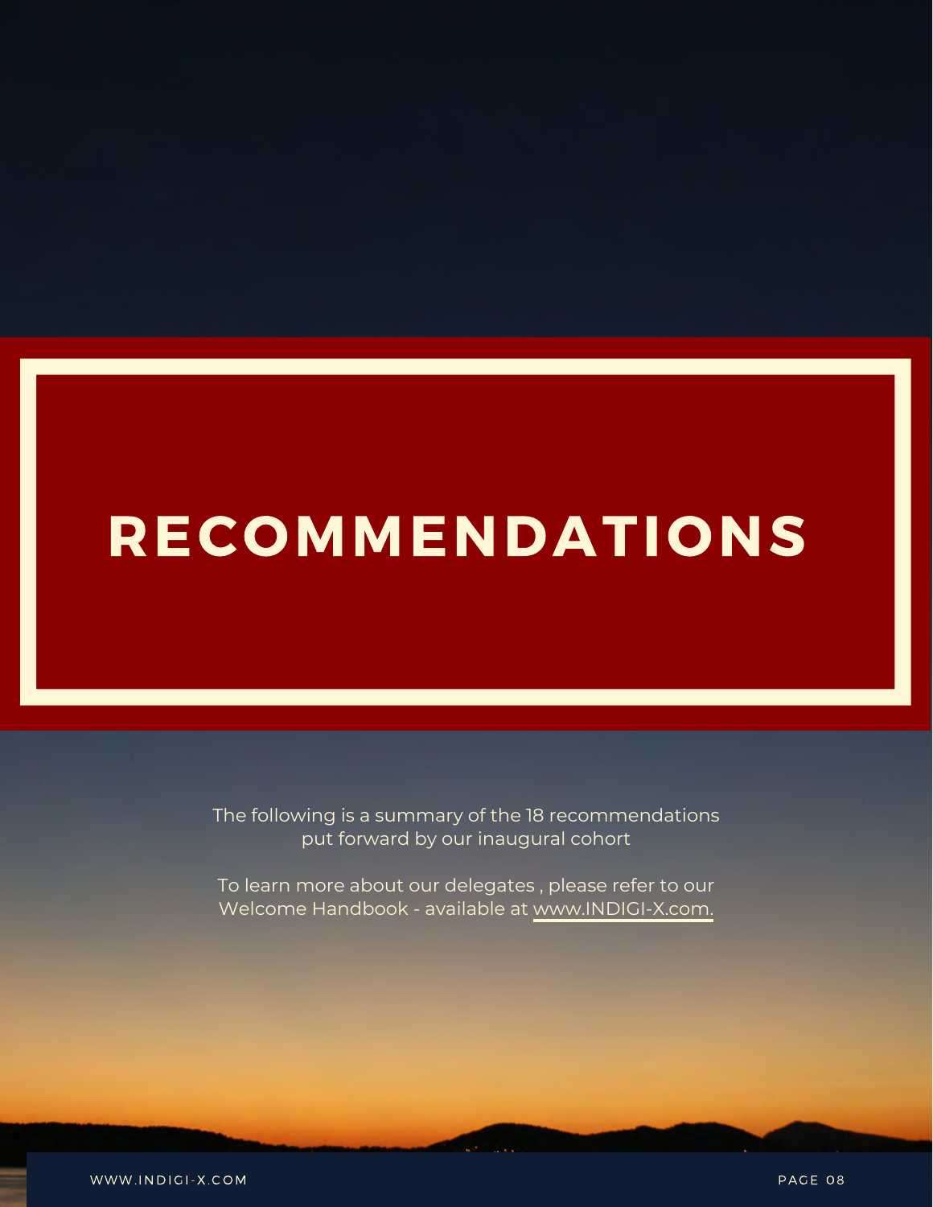# RECOMMENDATIONS

The following is a summary of the 18 recommendations put forward by our inaugural cohort

To learn more about our delegates , please refer to our Welcome Handbook - available at www.INDIGI-X.com.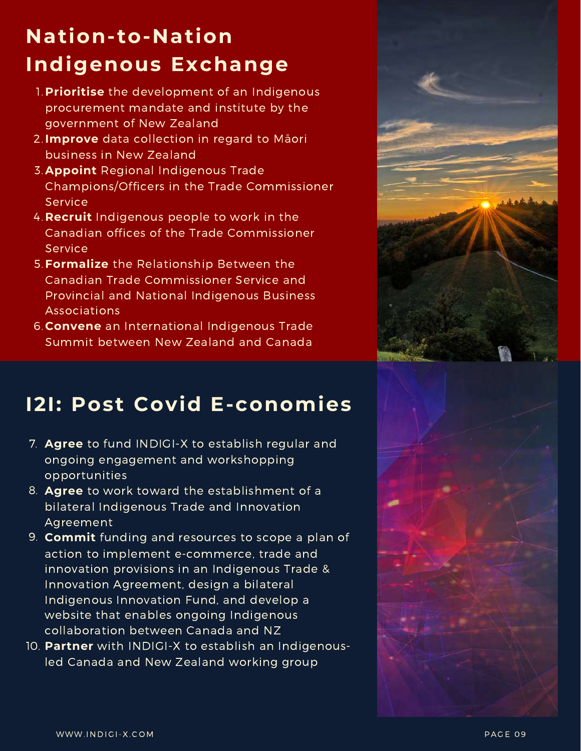## Nation-to-Nation Indigenous Exchange

1. **Prioritise** the development of an Indigenous procurement mandate and institute by the government of New Zealand
2. **Improve** data collection in regard to Māori business in New Zealand
3. **Appoint** Regional Indigenous Trade Champions/Officers in the Trade Commissioner Service
4. **Recruit** Indigenous people to work in the Canadian offices of the Trade Commissioner Service
5. **Formalize** the Relationship Between the Canadian Trade Commissioner Service and Provincial and National Indigenous Business Associations
6. **Convene** an International Indigenous Trade Summit between New Zealand and Canada

## I2I: Post Covid E-conomies

7. **Agree** to fund INDIGI-X to establish regular and ongoing engagement and workshopping opportunities
8. **Agree** to work toward the establishment of a bilateral Indigenous Trade and Innovation Agreement
9. **Commit** funding and resources to scope a plan of action to implement e-commerce, trade and innovation provisions in an Indigenous Trade & Innovation Agreement, design a bilateral Indigenous Innovation Fund, and develop a website that enables ongoing Indigenous collaboration between Canada and NZ
10. **Partner** with INDIGI-X to establish an Indigenous-led Canada and New Zealand working group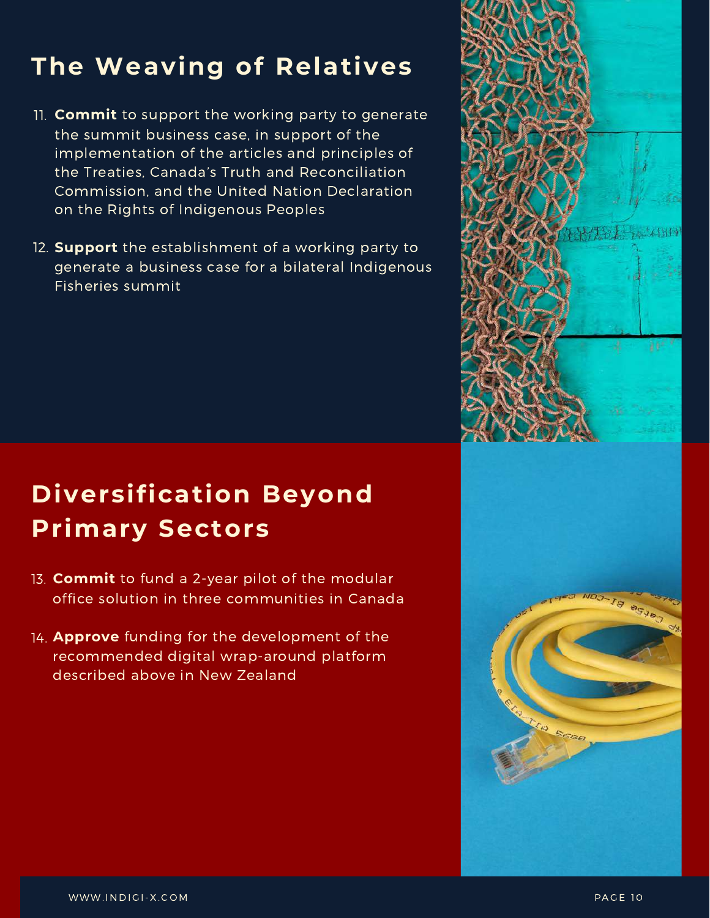## The Weaving of Relatives

11. **Commit** to support the working party to generate the summit business case, in support of the implementation of the articles and principles of the Treaties, Canada's Truth and Reconciliation Commission, and the United Nation Declaration on the Rights of Indigenous Peoples

12. **Support** the establishment of a working party to generate a business case for a bilateral Indigenous Fisheries summit

## Diversification Beyond Primary Sectors

13. **Commit** to fund a 2-year pilot of the modular office solution in three communities in Canada

14. **Approve** funding for the development of the recommended digital wrap-around platform described above in New Zealand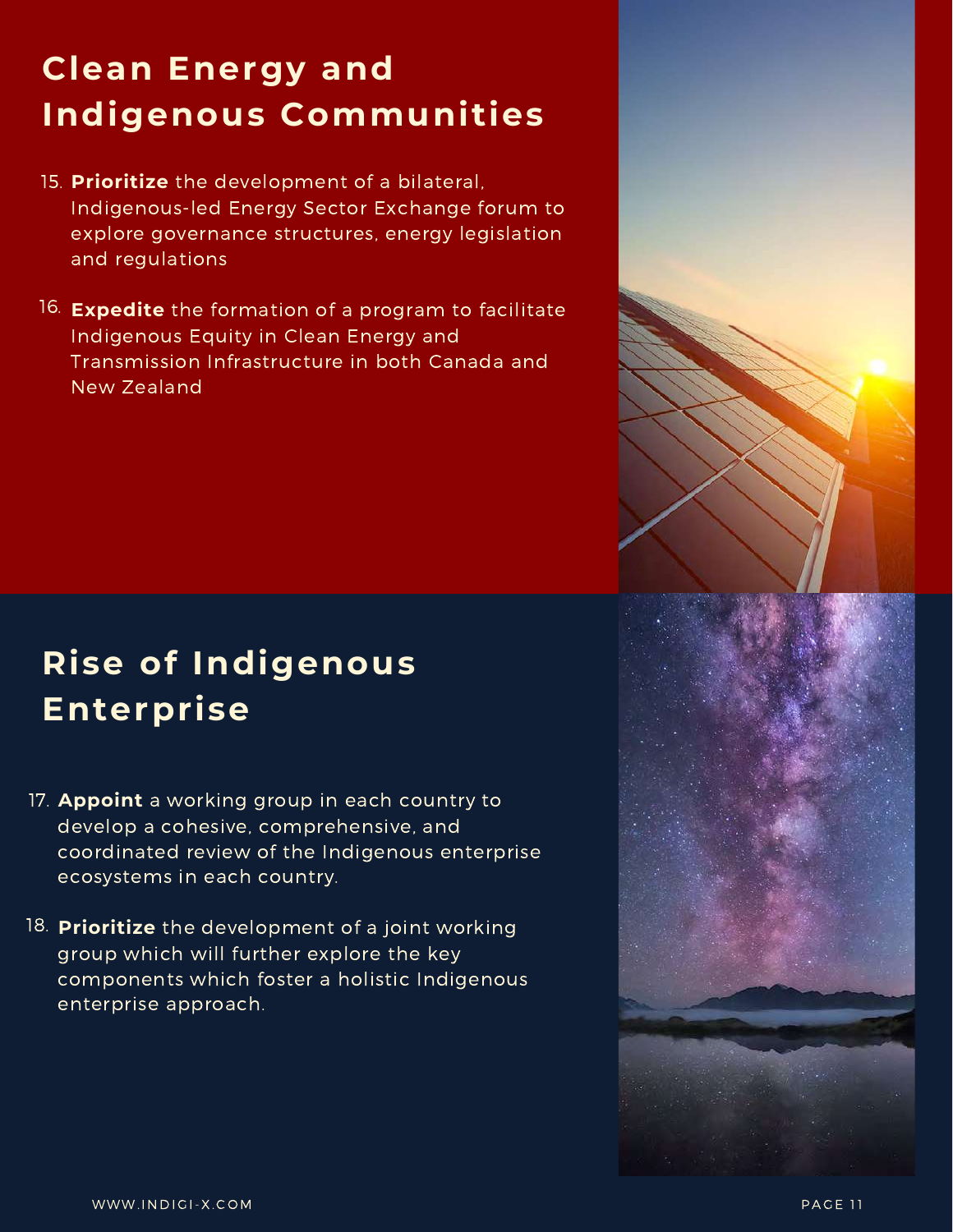## Clean Energy and Indigenous Communities

15. **Prioritize** the development of a bilateral, Indigenous-led Energy Sector Exchange forum to explore governance structures, energy legislation and regulations
16. **Expedite** the formation of a program to facilitate Indigenous Equity in Clean Energy and Transmission Infrastructure in both Canada and New Zealand

## Rise of Indigenous Enterprise

17. **Appoint** a working group in each country to develop a cohesive, comprehensive, and coordinated review of the Indigenous enterprise ecosystems in each country.
18. **Prioritize** the development of a joint working group which will further explore the key components which foster a holistic Indigenous enterprise approach.